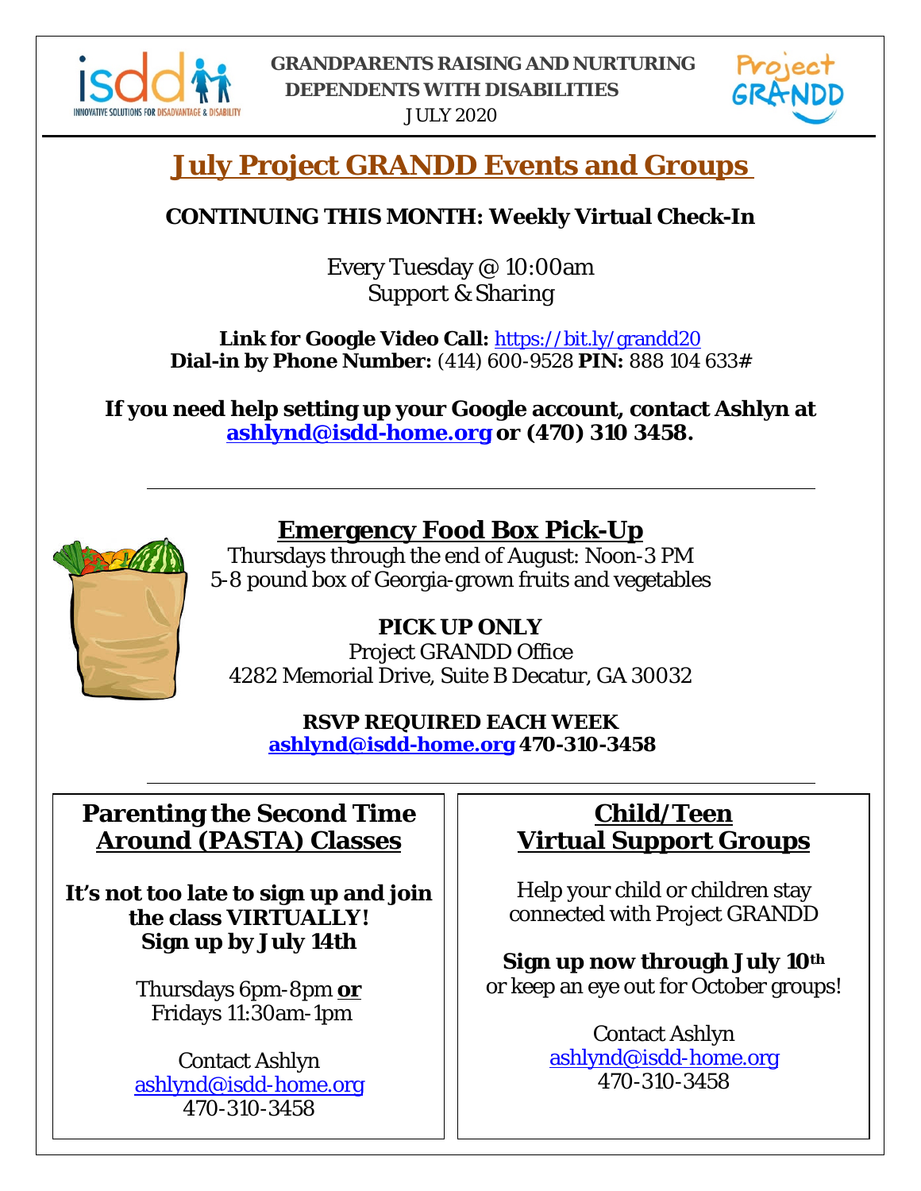**GRANDPARENTS RAISING AND NURTURING DEPENDENTS WITH DISABILITIES**

JULY 2020

# July Project GRANDD Events and Groups

**CONTINUING THIS MONTH: Weekly Virtual Check-In**

Every Tuesday @ 10:00am
Support & Sharing

**Link for Google Video Call:** https://bit.ly/grandd20
**Dial-in by Phone Number:** (414) 600-9528 **PIN:** 888 104 633#

**If you need help setting up your Google account, contact Ashlyn at ashlynd@isdd-home.org or (470) 310 3458.**

---

## Emergency Food Box Pick-Up

Thursdays through the end of August: Noon-3 PM
5-8 pound box of Georgia-grown fruits and vegetables

**PICK UP ONLY**
Project GRANDD Office
4282 Memorial Drive, Suite B Decatur, GA 30032

**RSVP REQUIRED EACH WEEK**
**ashlynd@isdd-home.org 470-310-3458**

---

## Parenting the Second Time Around (PASTA) Classes

**It's not too late to sign up and join the class VIRTUALLY!**
**Sign up by July 14th**

Thursdays 6pm-8pm **or**
Fridays 11:30am-1pm

Contact Ashlyn
ashlynd@isdd-home.org
470-310-3458

## Child/Teen Virtual Support Groups

Help your child or children stay connected with Project GRANDD

**Sign up now through July 10th**
or keep an eye out for October groups!

Contact Ashlyn
ashlynd@isdd-home.org
470-310-3458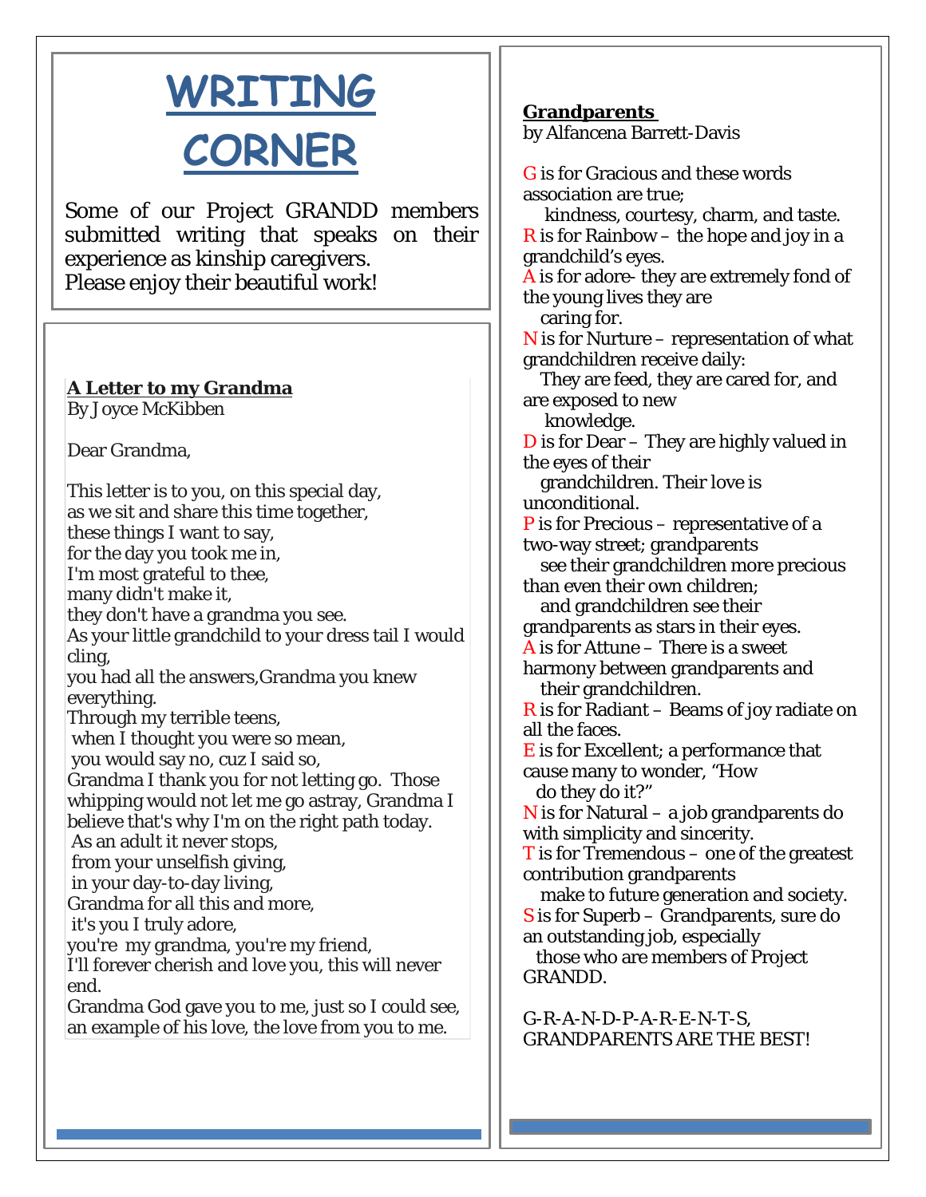# WRITING CORNER

Some of our Project GRANDD members submitted writing that speaks on their experience as kinship caregivers.
Please enjoy their beautiful work!

**A Letter to my Grandma**
By Joyce McKibben

Dear Grandma,

This letter is to you, on this special day,
as we sit and share this time together,
these things I want to say,
for the day you took me in,
I'm most grateful to thee,
many didn't make it,
they don't have a grandma you see.
As your little grandchild to your dress tail I would cling,
you had all the answers,Grandma you knew everything.
Through my terrible teens,
when I thought you were so mean,
you would say no, cuz I said so,
Grandma I thank you for not letting go. Those whipping would not let me go astray, Grandma I believe that's why I'm on the right path today.
As an adult it never stops,
from your unselfish giving,
in your day-to-day living,
Grandma for all this and more,
it's you I truly adore,
you're my grandma, you're my friend,
I'll forever cherish and love you, this will never end.
Grandma God gave you to me, just so I could see,
an example of his love, the love from you to me.

**Grandparents**
by Alfancena Barrett-Davis

G is for Gracious and these words association are true;
kindness, courtesy, charm, and taste.
R is for Rainbow – the hope and joy in a grandchild's eyes.
A is for adore- they are extremely fond of the young lives they are
caring for.
N is for Nurture – representation of what grandchildren receive daily:
They are feed, they are cared for, and are exposed to new
knowledge.
D is for Dear – They are highly valued in the eyes of their
grandchildren. Their love is unconditional.
P is for Precious – representative of a two-way street; grandparents
see their grandchildren more precious than even their own children;
and grandchildren see their grandparents as stars in their eyes.
A is for Attune – There is a sweet harmony between grandparents and
their grandchildren.
R is for Radiant – Beams of joy radiate on all the faces.
E is for Excellent; a performance that cause many to wonder, "How
do they do it?"
N is for Natural – a job grandparents do with simplicity and sincerity.
T is for Tremendous – one of the greatest contribution grandparents
make to future generation and society.
S is for Superb – Grandparents, sure do an outstanding job, especially
those who are members of Project GRANDD.

G-R-A-N-D-P-A-R-E-N-T-S,
GRANDPARENTS ARE THE BEST!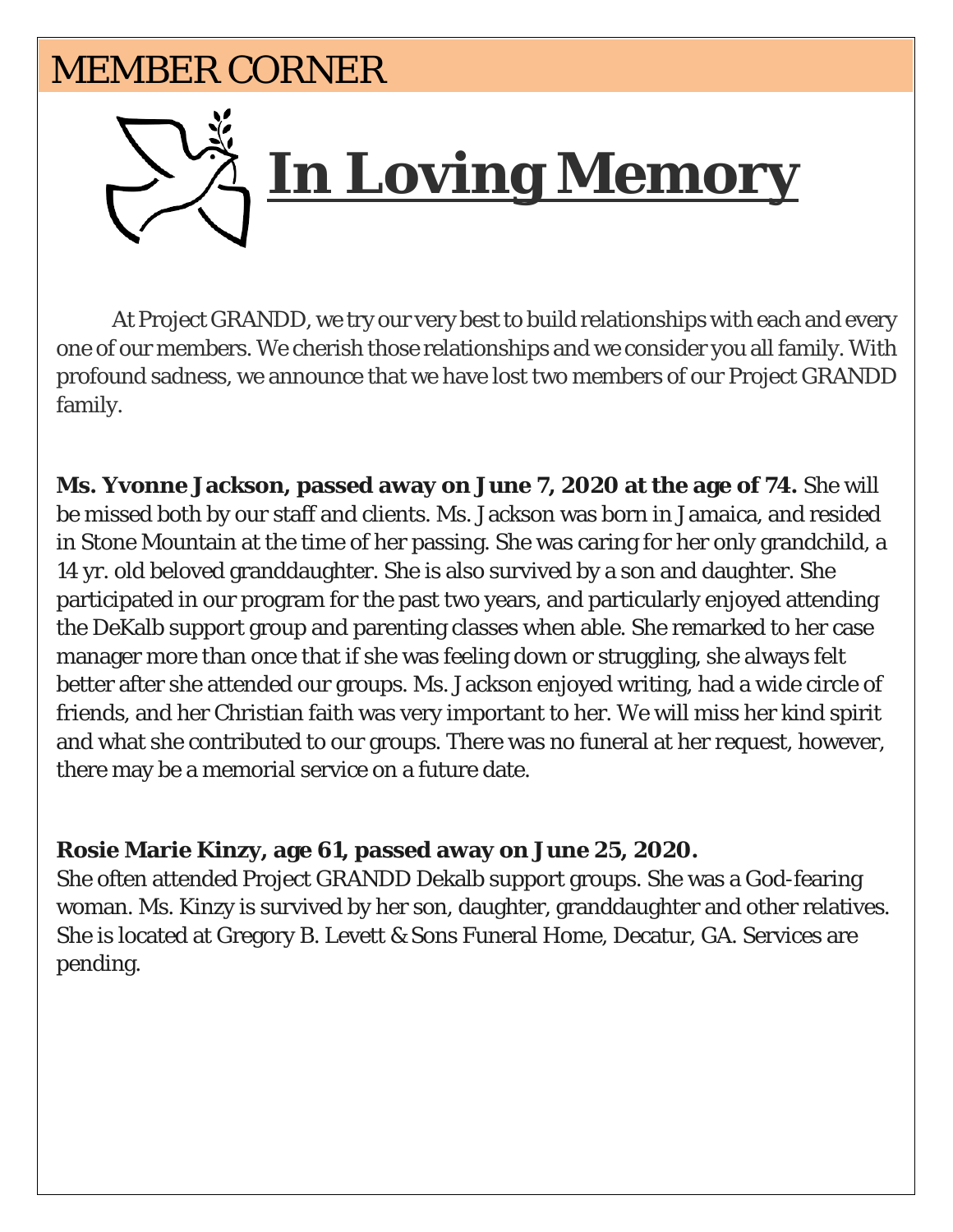## MEMBER CORNER

# In Loving Memory

At Project GRANDD, we try our very best to build relationships with each and every one of our members. We cherish those relationships and we consider you all family. With profound sadness, we announce that we have lost two members of our Project GRANDD family.

**Ms. Yvonne Jackson, passed away on June 7, 2020 at the age of 74.** She will be missed both by our staff and clients. Ms. Jackson was born in Jamaica, and resided in Stone Mountain at the time of her passing. She was caring for her only grandchild, a 14 yr. old beloved granddaughter. She is also survived by a son and daughter. She participated in our program for the past two years, and particularly enjoyed attending the DeKalb support group and parenting classes when able. She remarked to her case manager more than once that if she was feeling down or struggling, she always felt better after she attended our groups. Ms. Jackson enjoyed writing, had a wide circle of friends, and her Christian faith was very important to her. We will miss her kind spirit and what she contributed to our groups. There was no funeral at her request, however, there may be a memorial service on a future date.

**Rosie Marie Kinzy, age 61, passed away on June 25, 2020.**
She often attended Project GRANDD Dekalb support groups. She was a God-fearing woman. Ms. Kinzy is survived by her son, daughter, granddaughter and other relatives. She is located at Gregory B. Levett & Sons Funeral Home, Decatur, GA. Services are pending.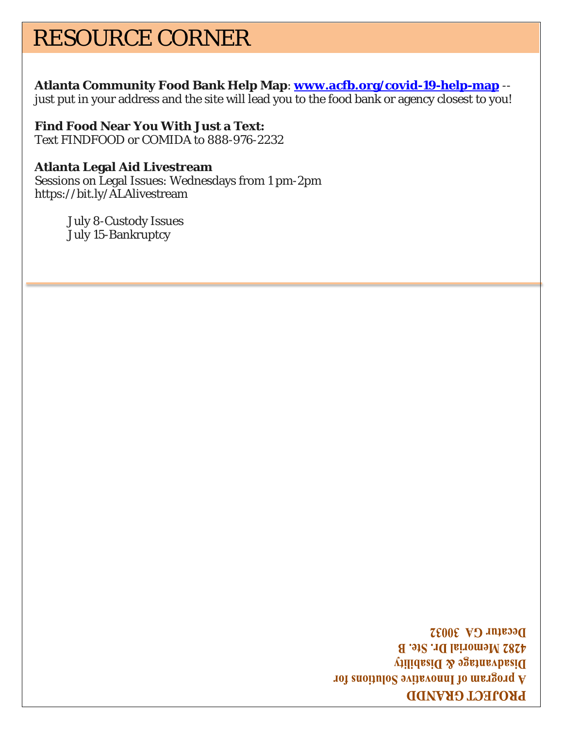# RESOURCE CORNER

**Atlanta Community Food Bank Help Map**: **www.acfb.org/covid-19-help-map** -- just put in your address and the site will lead you to the food bank or agency closest to you!

**Find Food Near You With Just a Text:**
Text FINDFOOD or COMIDA to 888-976-2232

**Atlanta Legal Aid Livestream**
Sessions on Legal Issues: Wednesdays from 1 pm-2pm
https://bit.ly/ALAlivestream

July 8-Custody Issues
July 15-Bankruptcy

**PROJECT GRANDD**
**A program of Innovative Solutions for Disadvantage & Disability**
**4282 Memorial Dr. Ste. B**
**Decatur GA 30032**